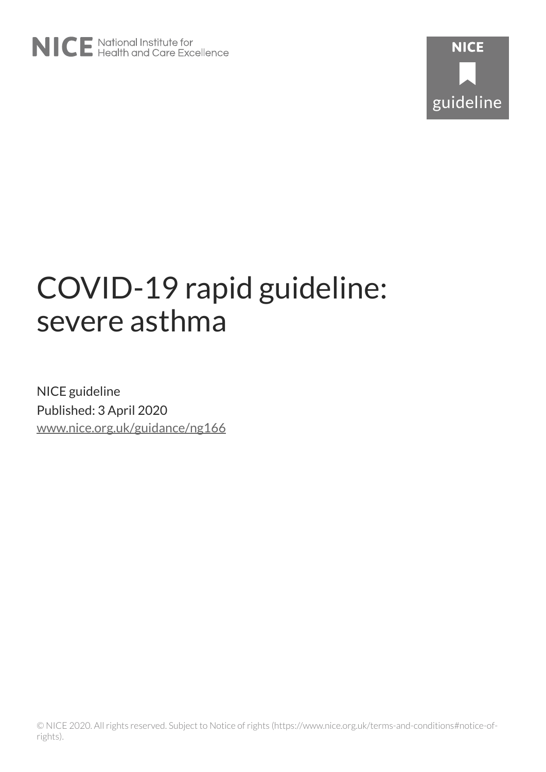NICE National Institute for Health and Care Excellence

NICE guideline

# COVID-19 rapid guideline: severe asthma

NICE guideline

Published: 3 April 2020

www.nice.org.uk/guidance/ng166

© NICE 2020. All rights reserved. Subject to Notice of rights (https://www.nice.org.uk/terms-and-conditions#notice-of-rights).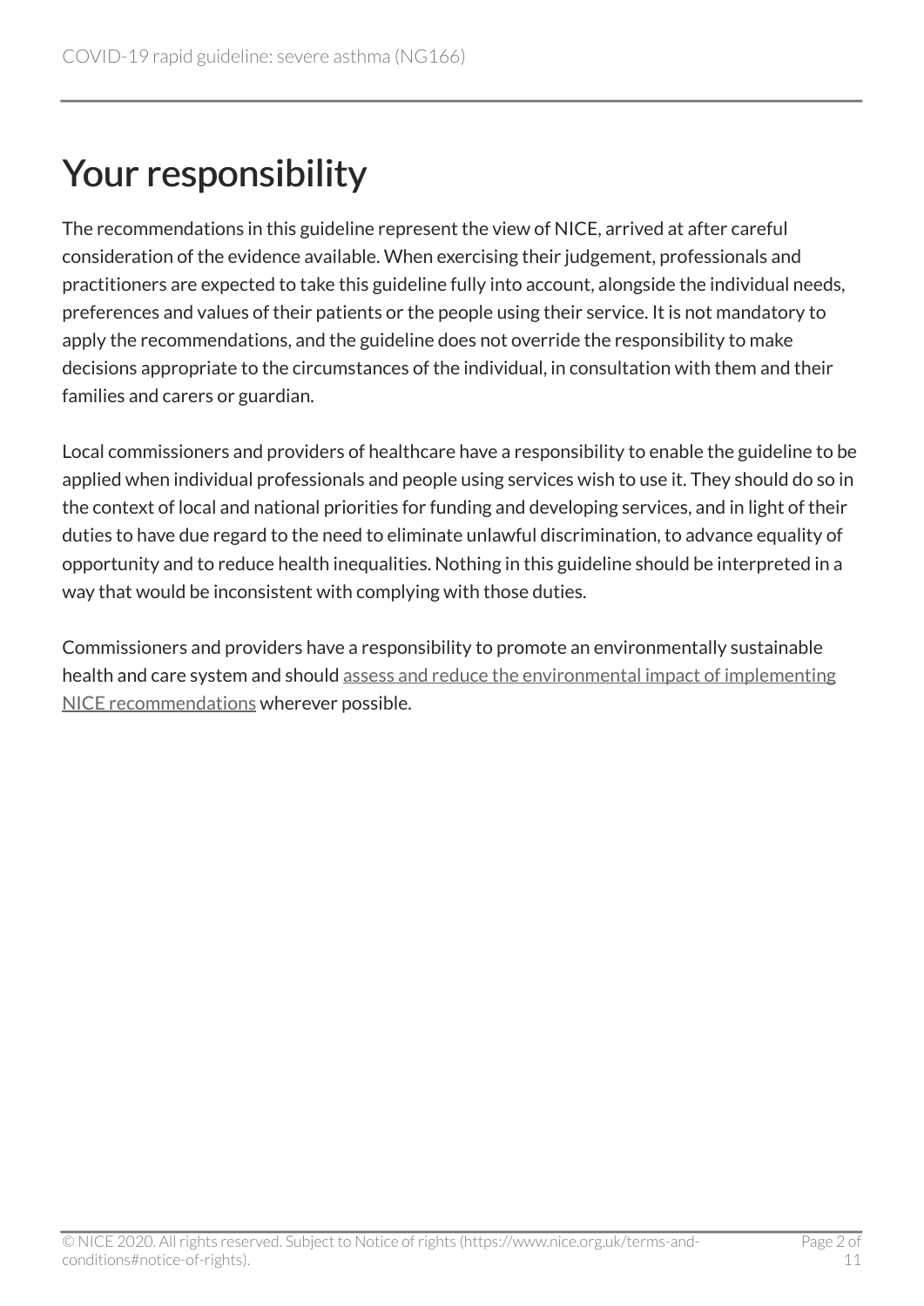# Your responsibility

The recommendations in this guideline represent the view of NICE, arrived at after careful consideration of the evidence available. When exercising their judgement, professionals and practitioners are expected to take this guideline fully into account, alongside the individual needs, preferences and values of their patients or the people using their service. It is not mandatory to apply the recommendations, and the guideline does not override the responsibility to make decisions appropriate to the circumstances of the individual, in consultation with them and their families and carers or guardian.

Local commissioners and providers of healthcare have a responsibility to enable the guideline to be applied when individual professionals and people using services wish to use it. They should do so in the context of local and national priorities for funding and developing services, and in light of their duties to have due regard to the need to eliminate unlawful discrimination, to advance equality of opportunity and to reduce health inequalities. Nothing in this guideline should be interpreted in a way that would be inconsistent with complying with those duties.

Commissioners and providers have a responsibility to promote an environmentally sustainable health and care system and should assess and reduce the environmental impact of implementing NICE recommendations wherever possible.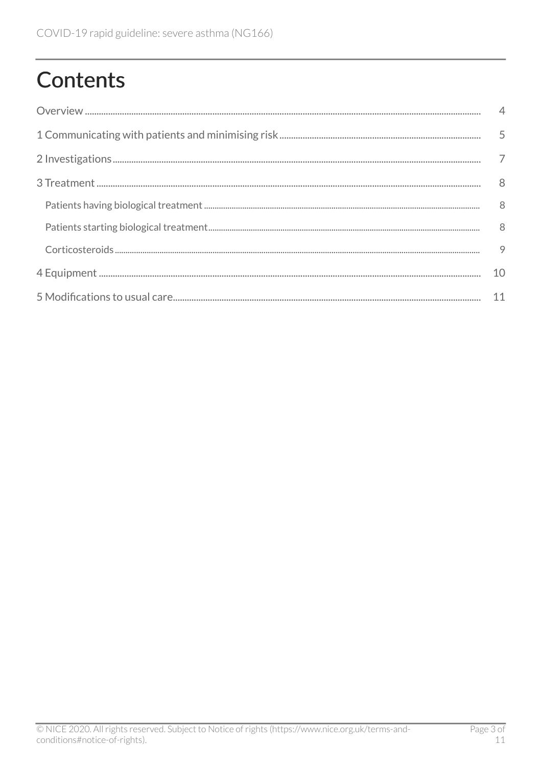# Contents

Overview ..... 4

1 Communicating with patients and minimising risk ..... 5

2 Investigations ..... 7

3 Treatment ..... 8

- Patients having biological treatment ..... 8
- Patients starting biological treatment ..... 8
- Corticosteroids ..... 9

4 Equipment ..... 10

5 Modifications to usual care ..... 11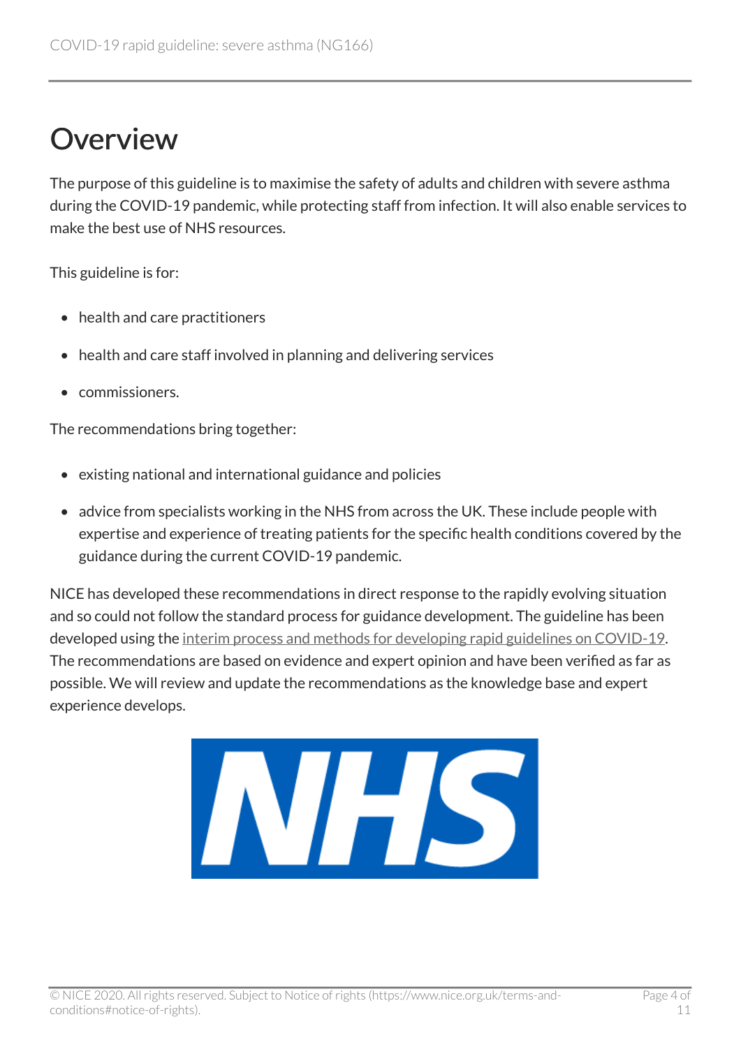# Overview

The purpose of this guideline is to maximise the safety of adults and children with severe asthma during the COVID-19 pandemic, while protecting staff from infection. It will also enable services to make the best use of NHS resources.

This guideline is for:

- health and care practitioners
- health and care staff involved in planning and delivering services
- commissioners.

The recommendations bring together:

- existing national and international guidance and policies
- advice from specialists working in the NHS from across the UK. These include people with expertise and experience of treating patients for the specific health conditions covered by the guidance during the current COVID-19 pandemic.

NICE has developed these recommendations in direct response to the rapidly evolving situation and so could not follow the standard process for guidance development. The guideline has been developed using the interim process and methods for developing rapid guidelines on COVID-19. The recommendations are based on evidence and expert opinion and have been verified as far as possible. We will review and update the recommendations as the knowledge base and expert experience develops.

NHS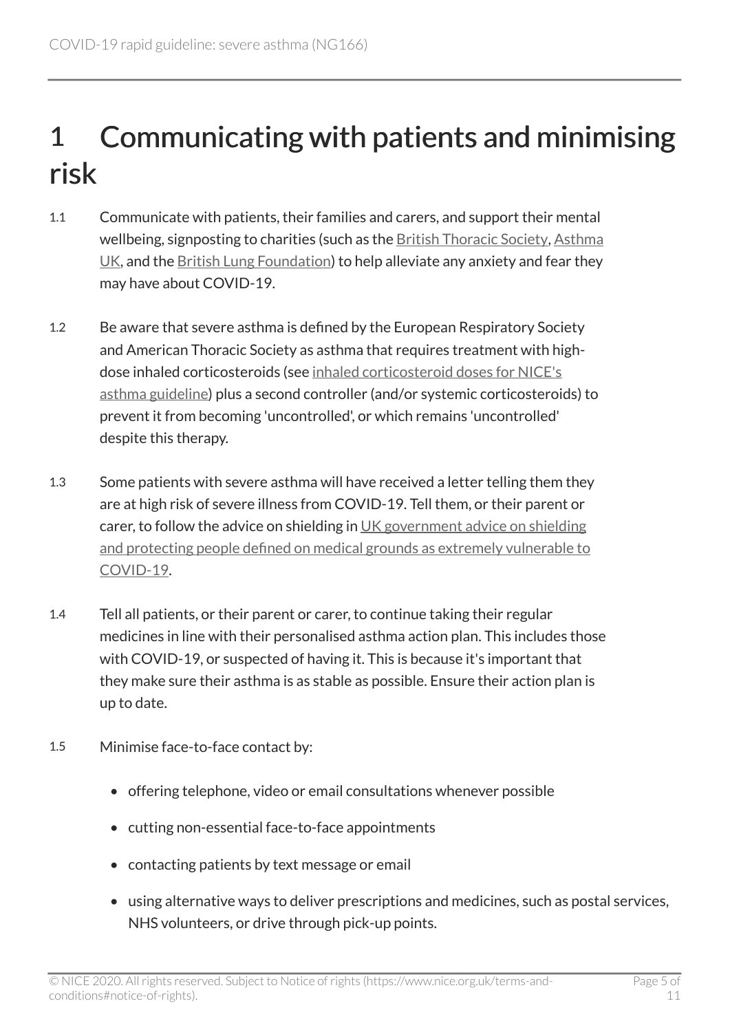# 1 Communicating with patients and minimising risk

1.1 Communicate with patients, their families and carers, and support their mental wellbeing, signposting to charities (such as the British Thoracic Society, Asthma UK, and the British Lung Foundation) to help alleviate any anxiety and fear they may have about COVID-19.

1.2 Be aware that severe asthma is defined by the European Respiratory Society and American Thoracic Society as asthma that requires treatment with high-dose inhaled corticosteroids (see inhaled corticosteroid doses for NICE's asthma guideline) plus a second controller (and/or systemic corticosteroids) to prevent it from becoming 'uncontrolled', or which remains 'uncontrolled' despite this therapy.

1.3 Some patients with severe asthma will have received a letter telling them they are at high risk of severe illness from COVID-19. Tell them, or their parent or carer, to follow the advice on shielding in UK government advice on shielding and protecting people defined on medical grounds as extremely vulnerable to COVID-19.

1.4 Tell all patients, or their parent or carer, to continue taking their regular medicines in line with their personalised asthma action plan. This includes those with COVID-19, or suspected of having it. This is because it's important that they make sure their asthma is as stable as possible. Ensure their action plan is up to date.

1.5 Minimise face-to-face contact by:

- offering telephone, video or email consultations whenever possible
- cutting non-essential face-to-face appointments
- contacting patients by text message or email
- using alternative ways to deliver prescriptions and medicines, such as postal services, NHS volunteers, or drive through pick-up points.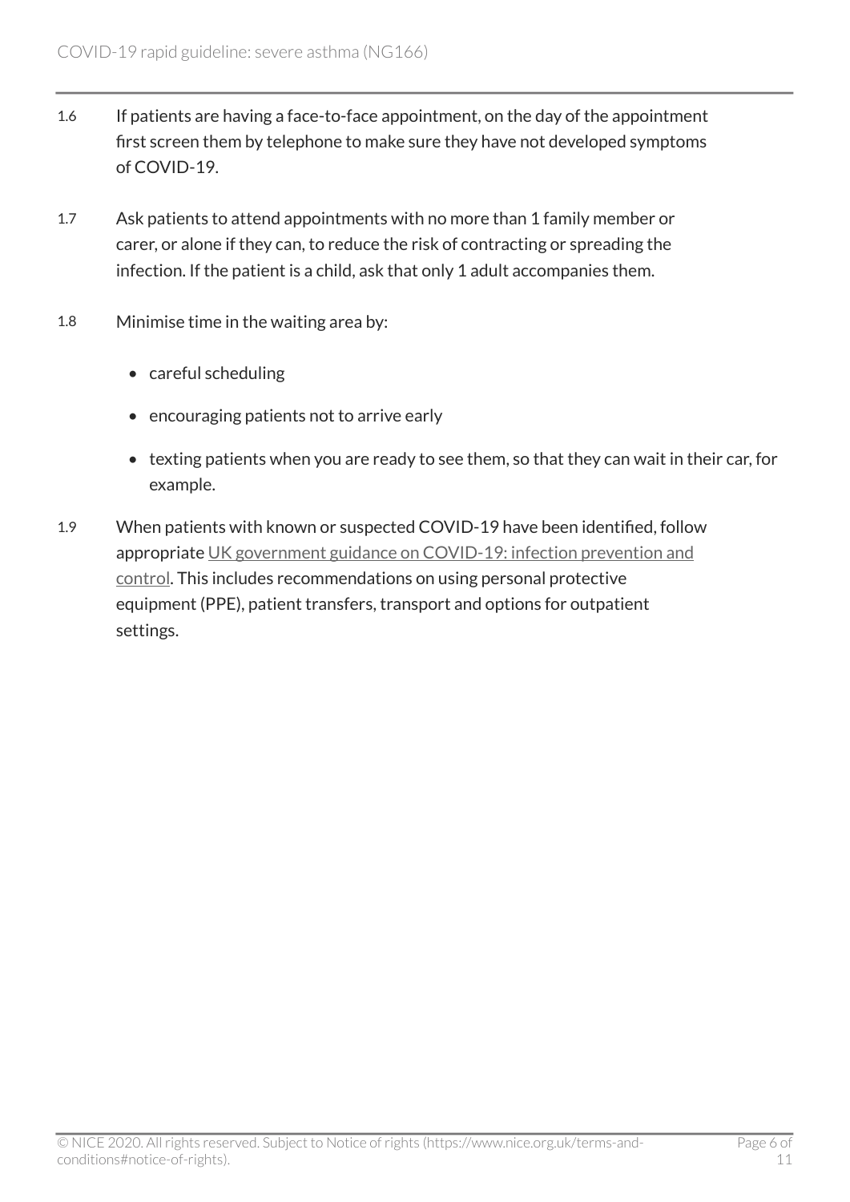1.6 If patients are having a face-to-face appointment, on the day of the appointment first screen them by telephone to make sure they have not developed symptoms of COVID-19.

1.7 Ask patients to attend appointments with no more than 1 family member or carer, or alone if they can, to reduce the risk of contracting or spreading the infection. If the patient is a child, ask that only 1 adult accompanies them.

1.8 Minimise time in the waiting area by:

- careful scheduling
- encouraging patients not to arrive early
- texting patients when you are ready to see them, so that they can wait in their car, for example.

1.9 When patients with known or suspected COVID-19 have been identified, follow appropriate UK government guidance on COVID-19: infection prevention and control. This includes recommendations on using personal protective equipment (PPE), patient transfers, transport and options for outpatient settings.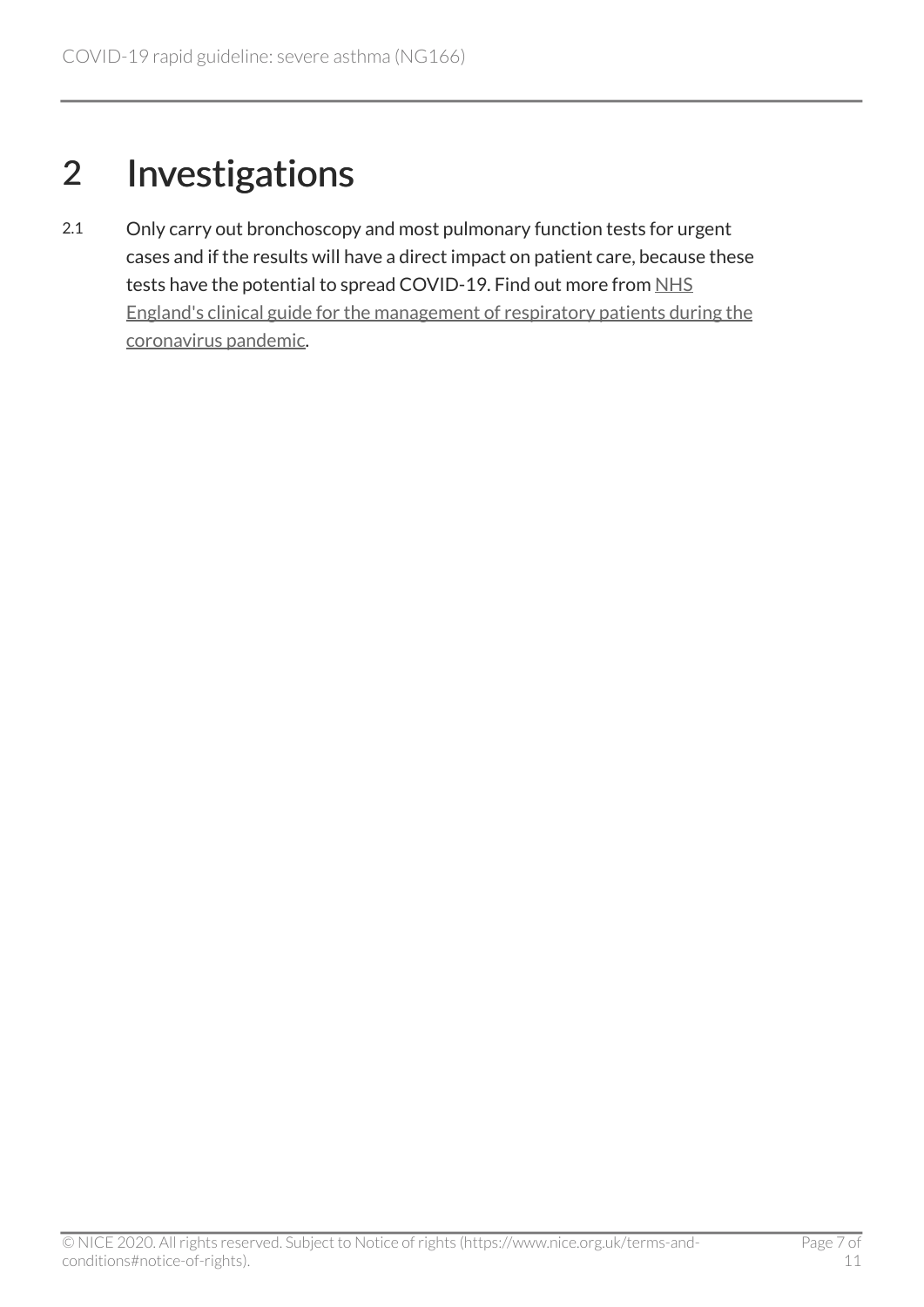# 2 Investigations

2.1 Only carry out bronchoscopy and most pulmonary function tests for urgent cases and if the results will have a direct impact on patient care, because these tests have the potential to spread COVID-19. Find out more from NHS England's clinical guide for the management of respiratory patients during the coronavirus pandemic.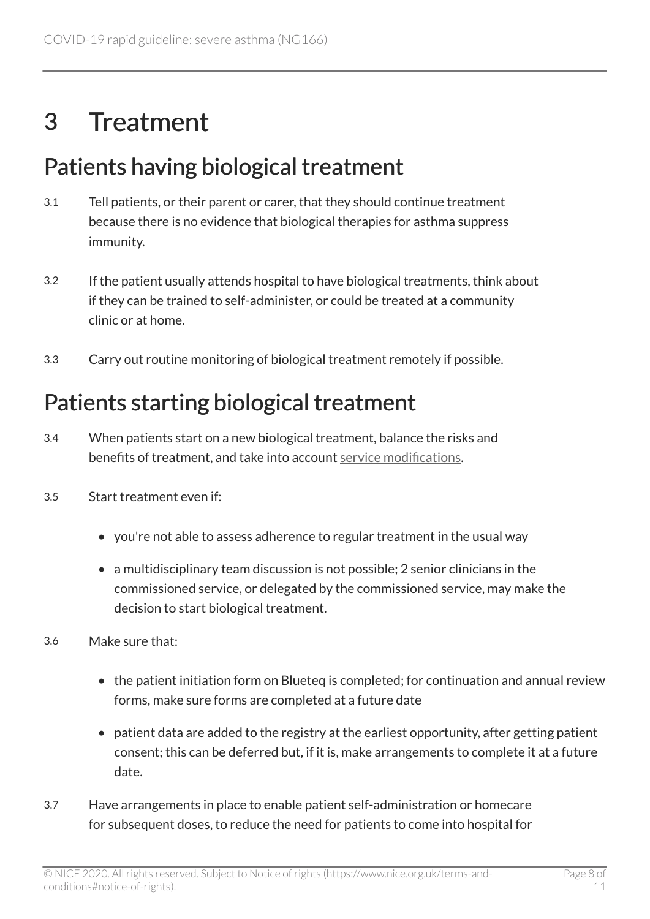# 3 Treatment

## Patients having biological treatment

3.1 Tell patients, or their parent or carer, that they should continue treatment because there is no evidence that biological therapies for asthma suppress immunity.

3.2 If the patient usually attends hospital to have biological treatments, think about if they can be trained to self-administer, or could be treated at a community clinic or at home.

3.3 Carry out routine monitoring of biological treatment remotely if possible.

## Patients starting biological treatment

3.4 When patients start on a new biological treatment, balance the risks and benefits of treatment, and take into account service modifications.

3.5 Start treatment even if:

- you're not able to assess adherence to regular treatment in the usual way
- a multidisciplinary team discussion is not possible; 2 senior clinicians in the commissioned service, or delegated by the commissioned service, may make the decision to start biological treatment.

3.6 Make sure that:

- the patient initiation form on Blueteq is completed; for continuation and annual review forms, make sure forms are completed at a future date
- patient data are added to the registry at the earliest opportunity, after getting patient consent; this can be deferred but, if it is, make arrangements to complete it at a future date.

3.7 Have arrangements in place to enable patient self-administration or homecare for subsequent doses, to reduce the need for patients to come into hospital for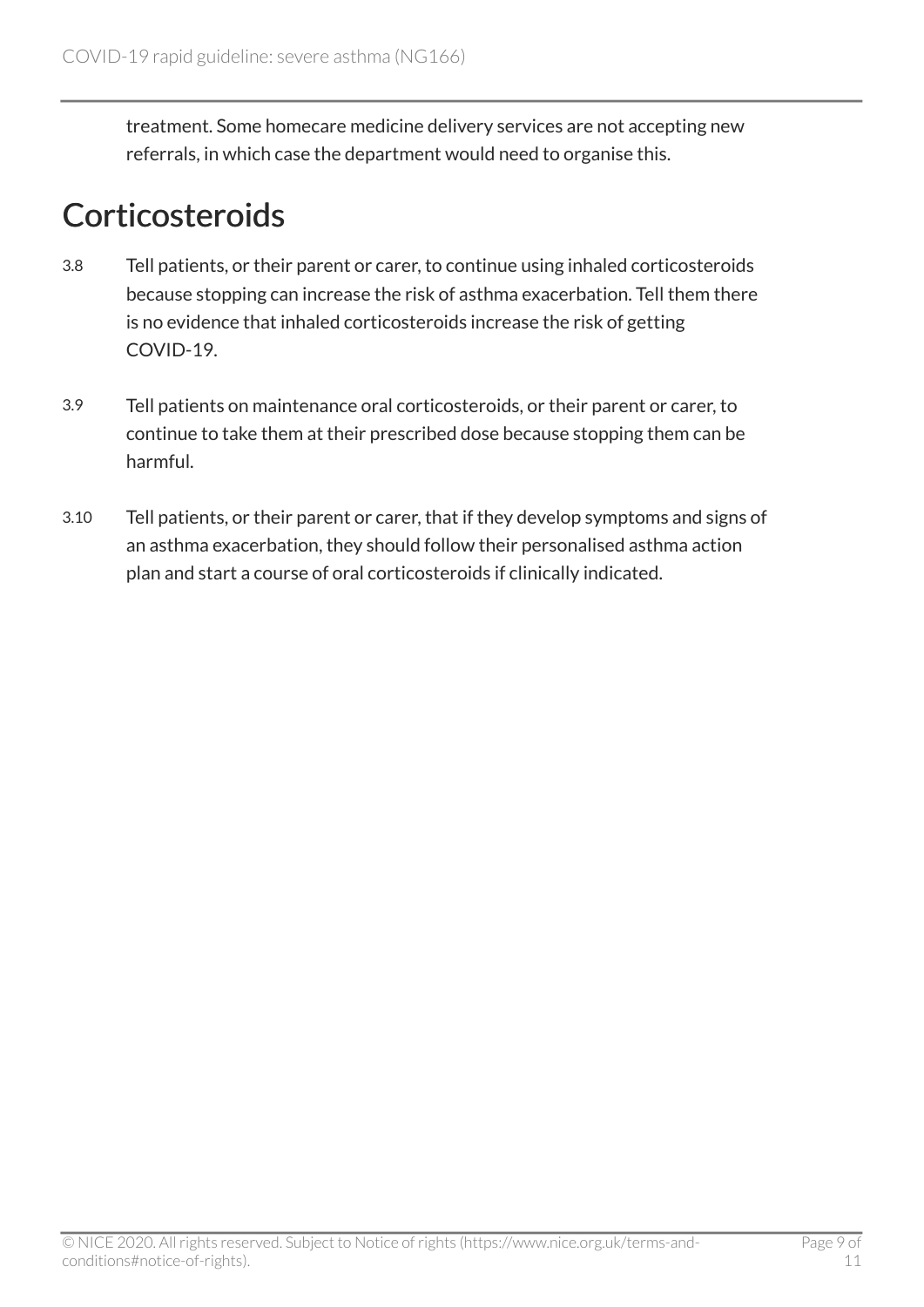treatment. Some homecare medicine delivery services are not accepting new referrals, in which case the department would need to organise this.

## Corticosteroids

3.8 Tell patients, or their parent or carer, to continue using inhaled corticosteroids because stopping can increase the risk of asthma exacerbation. Tell them there is no evidence that inhaled corticosteroids increase the risk of getting COVID-19.

3.9 Tell patients on maintenance oral corticosteroids, or their parent or carer, to continue to take them at their prescribed dose because stopping them can be harmful.

3.10 Tell patients, or their parent or carer, that if they develop symptoms and signs of an asthma exacerbation, they should follow their personalised asthma action plan and start a course of oral corticosteroids if clinically indicated.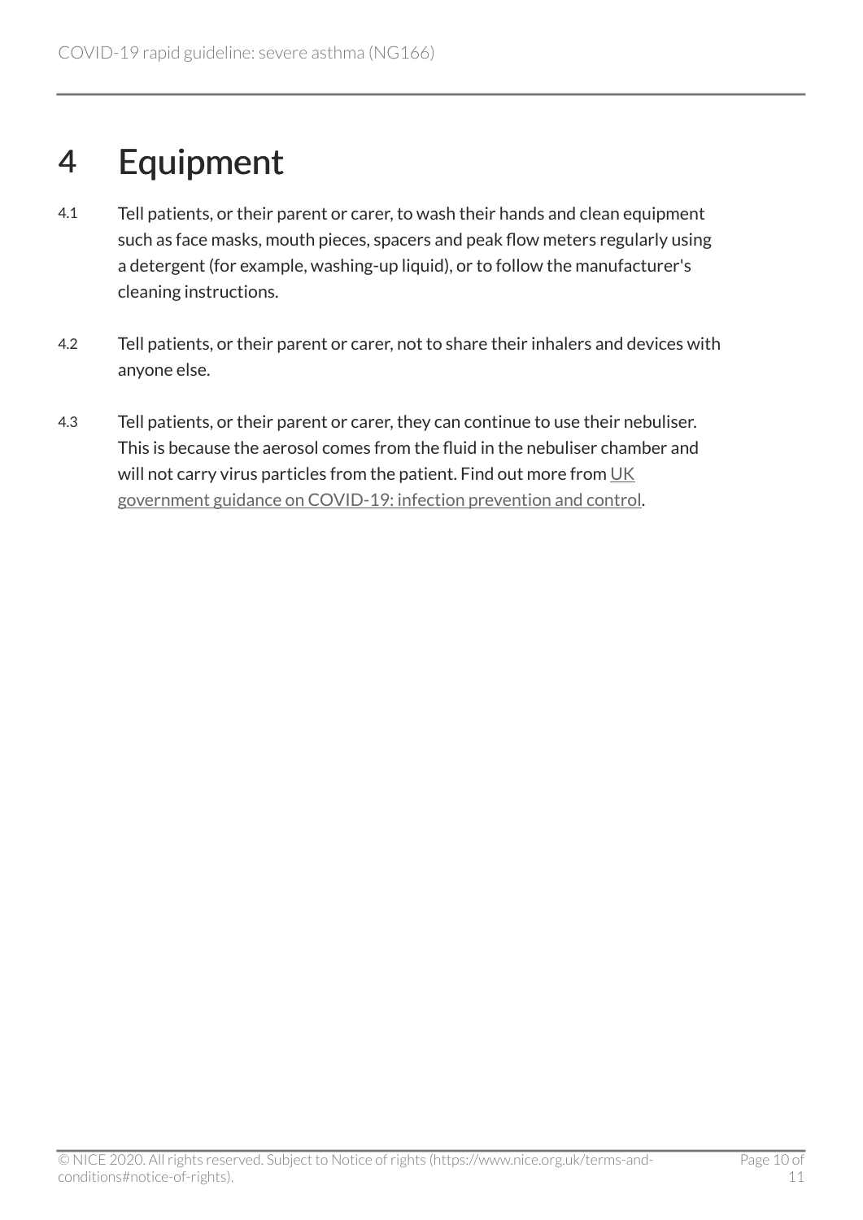# 4 Equipment

4.1 Tell patients, or their parent or carer, to wash their hands and clean equipment such as face masks, mouth pieces, spacers and peak flow meters regularly using a detergent (for example, washing-up liquid), or to follow the manufacturer's cleaning instructions.

4.2 Tell patients, or their parent or carer, not to share their inhalers and devices with anyone else.

4.3 Tell patients, or their parent or carer, they can continue to use their nebuliser. This is because the aerosol comes from the fluid in the nebuliser chamber and will not carry virus particles from the patient. Find out more from UK government guidance on COVID-19: infection prevention and control.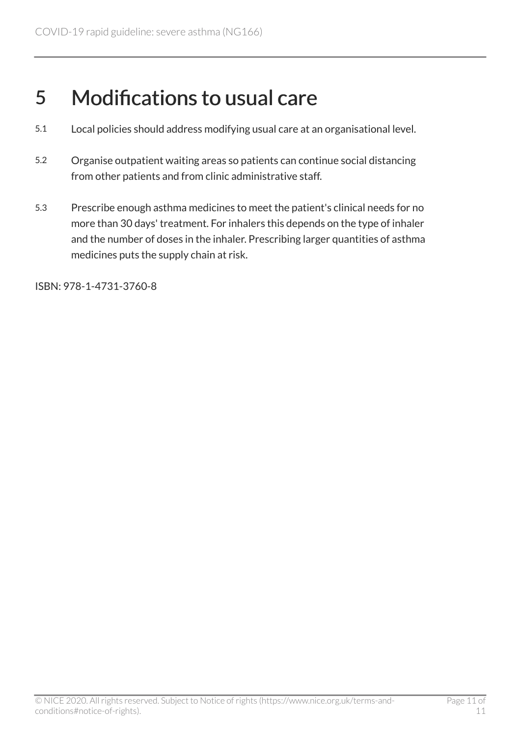# 5 Modifications to usual care

5.1 Local policies should address modifying usual care at an organisational level.

5.2 Organise outpatient waiting areas so patients can continue social distancing from other patients and from clinic administrative staff.

5.3 Prescribe enough asthma medicines to meet the patient's clinical needs for no more than 30 days' treatment. For inhalers this depends on the type of inhaler and the number of doses in the inhaler. Prescribing larger quantities of asthma medicines puts the supply chain at risk.

ISBN: 978-1-4731-3760-8